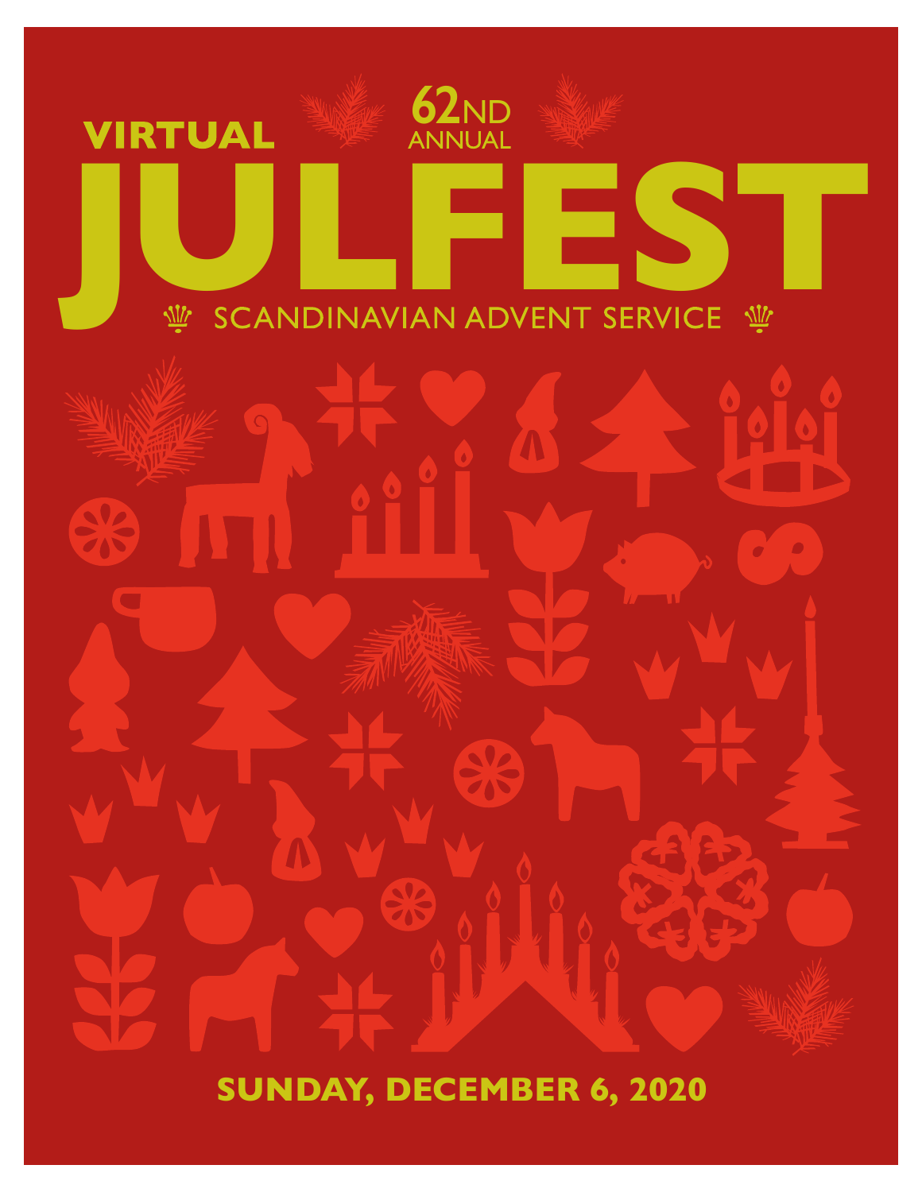VIRTUAL

62ND ANNUAL

# JULFEST

SCANDINAVIAN ADVENT SERVICE

**SUNDAY, DECEMBER 6, 2020**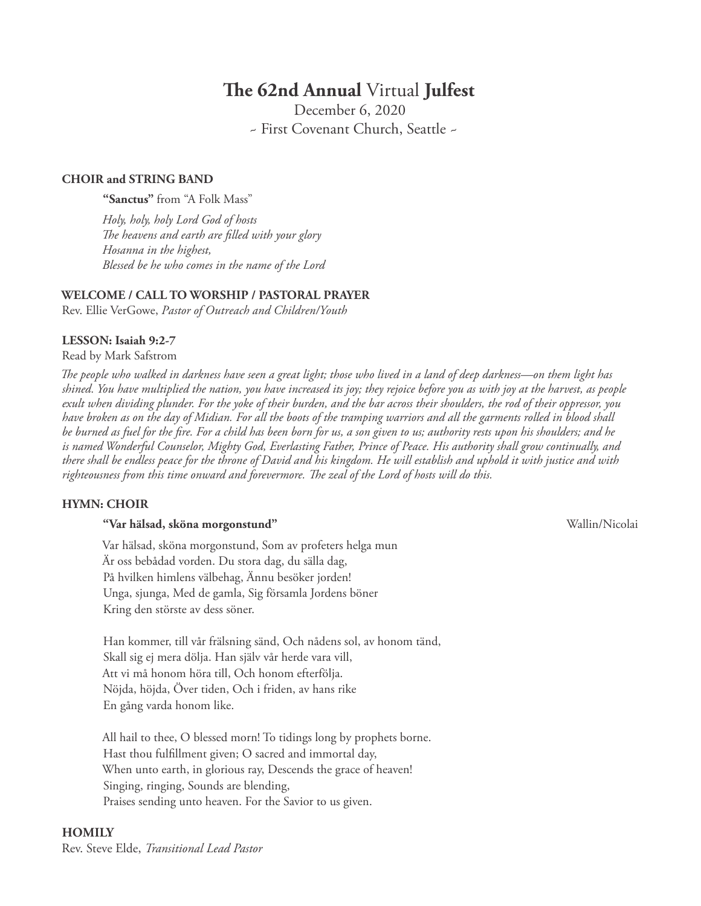# **The 62nd Annual** Virtual **Julfest**

December 6, 2020
~ First Covenant Church, Seattle ~

### CHOIR and STRING BAND

**"Sanctus"** from "A Folk Mass"

*Holy, holy, holy Lord God of hosts*
*The heavens and earth are filled with your glory*
*Hosanna in the highest,*
*Blessed be he who comes in the name of the Lord*

### WELCOME / CALL TO WORSHIP / PASTORAL PRAYER

Rev. Ellie VerGowe, *Pastor of Outreach and Children/Youth*

### LESSON: Isaiah 9:2-7

Read by Mark Safstrom

*The people who walked in darkness have seen a great light; those who lived in a land of deep darkness—on them light has shined. You have multiplied the nation, you have increased its joy; they rejoice before you as with joy at the harvest, as people exult when dividing plunder. For the yoke of their burden, and the bar across their shoulders, the rod of their oppressor, you have broken as on the day of Midian. For all the boots of the tramping warriors and all the garments rolled in blood shall be burned as fuel for the fire. For a child has been born for us, a son given to us; authority rests upon his shoulders; and he is named Wonderful Counselor, Mighty God, Everlasting Father, Prince of Peace. His authority shall grow continually, and there shall be endless peace for the throne of David and his kingdom. He will establish and uphold it with justice and with righteousness from this time onward and forevermore. The zeal of the Lord of hosts will do this.*

### HYMN: CHOIR

**"Var hälsad, sköna morgonstund"** Wallin/Nicolai

Var hälsad, sköna morgonstund, Som av profeters helga mun
Är oss bebådad vorden. Du stora dag, du sälla dag,
På hvilken himlens välbehag, Ännu besöker jorden!
Unga, sjunga, Med de gamla, Sig församla Jordens böner
Kring den största av dess söner.

Han kommer, till vår frälsning sänd, Och nådens sol, av honom tänd,
Skall sig ej mera dölja. Han själv vår herde vara vill,
Att vi må honom höra till, Och honom efterfölja.
Nöjda, höjda, Över tiden, Och i friden, av hans rike
En gång varda honom like.

All hail to thee, O blessed morn! To tidings long by prophets borne.
Hast thou fulfillment given; O sacred and immortal day,
When unto earth, in glorious ray, Descends the grace of heaven!
Singing, ringing, Sounds are blending,
Praises sending unto heaven. For the Savior to us given.

### HOMILY

Rev. Steve Elde, *Transitional Lead Pastor*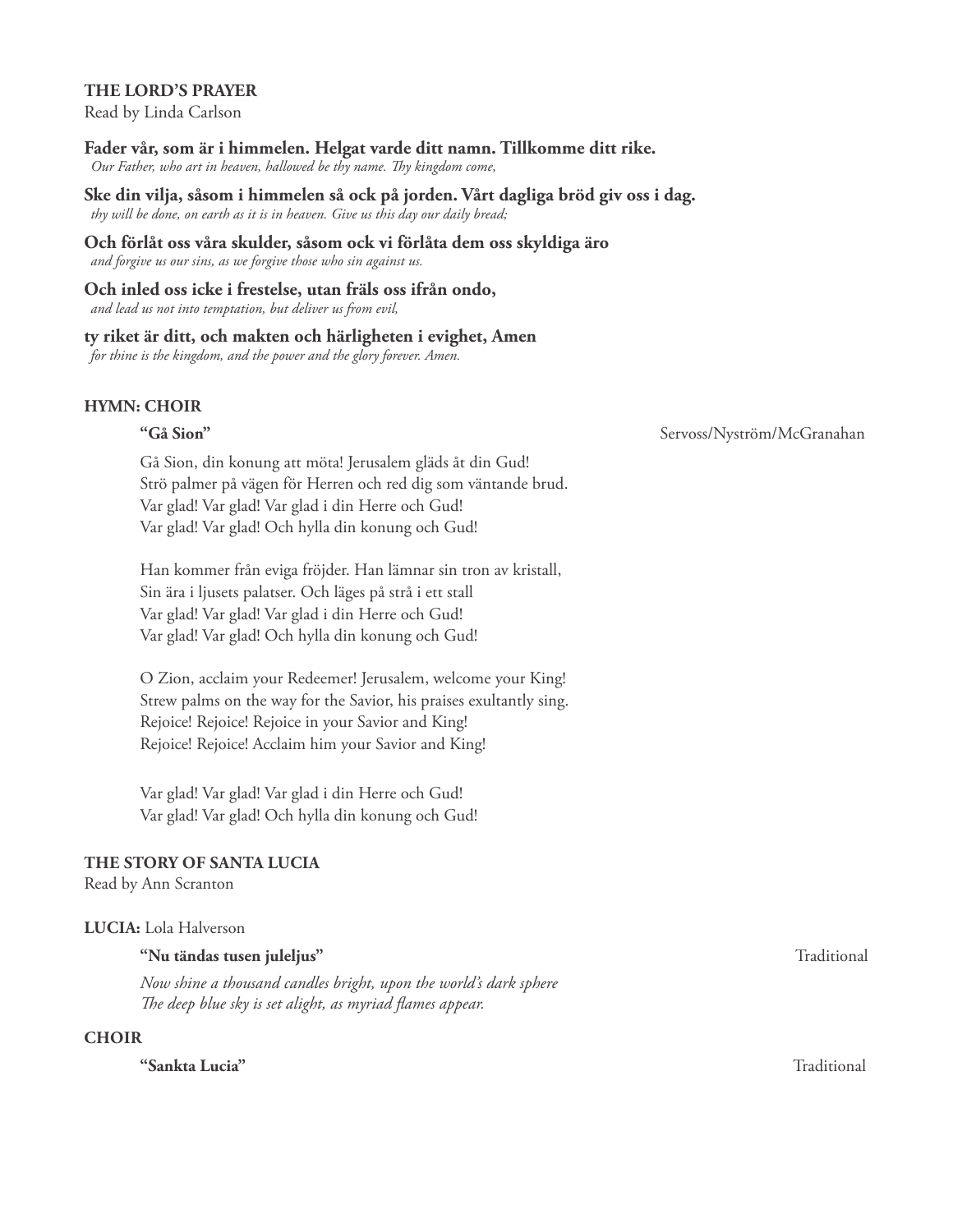**THE LORD'S PRAYER**
Read by Linda Carlson

**Fader vår, som är i himmelen. Helgat varde ditt namn. Tillkomme ditt rike.**
*Our Father, who art in heaven, hallowed be thy name. Thy kingdom come,*

**Ske din vilja, såsom i himmelen så ock på jorden. Vårt dagliga bröd giv oss i dag.**
*thy will be done, on earth as it is in heaven. Give us this day our daily bread;*

**Och förlåt oss våra skulder, såsom ock vi förlåta dem oss skyldiga äro**
*and forgive us our sins, as we forgive those who sin against us.*

**Och inled oss icke i frestelse, utan fräls oss ifrån ondo,**
*and lead us not into temptation, but deliver us from evil,*

**ty riket är ditt, och makten och härligheten i evighet, Amen**
*for thine is the kingdom, and the power and the glory forever. Amen.*

**HYMN: CHOIR**

**"Gå Sion"** Servoss/Nyström/McGranahan

Gå Sion, din konung att möta! Jerusalem gläds åt din Gud!
Strö palmer på vägen för Herren och red dig som väntande brud.
Var glad! Var glad! Var glad i din Herre och Gud!
Var glad! Var glad! Och hylla din konung och Gud!

Han kommer från eviga fröjder. Han lämnar sin tron av kristall,
Sin ära i ljusets palatser. Och läges på strå i ett stall
Var glad! Var glad! Var glad i din Herre och Gud!
Var glad! Var glad! Och hylla din konung och Gud!

O Zion, acclaim your Redeemer! Jerusalem, welcome your King!
Strew palms on the way for the Savior, his praises exultantly sing.
Rejoice! Rejoice! Rejoice in your Savior and King!
Rejoice! Rejoice! Acclaim him your Savior and King!

Var glad! Var glad! Var glad i din Herre och Gud!
Var glad! Var glad! Och hylla din konung och Gud!

**THE STORY OF SANTA LUCIA**
Read by Ann Scranton

**LUCIA:** Lola Halverson

**"Nu tändas tusen juleljus"** Traditional

*Now shine a thousand candles bright, upon the world's dark sphere*
*The deep blue sky is set alight, as myriad flames appear.*

**CHOIR**

**"Sankta Lucia"** Traditional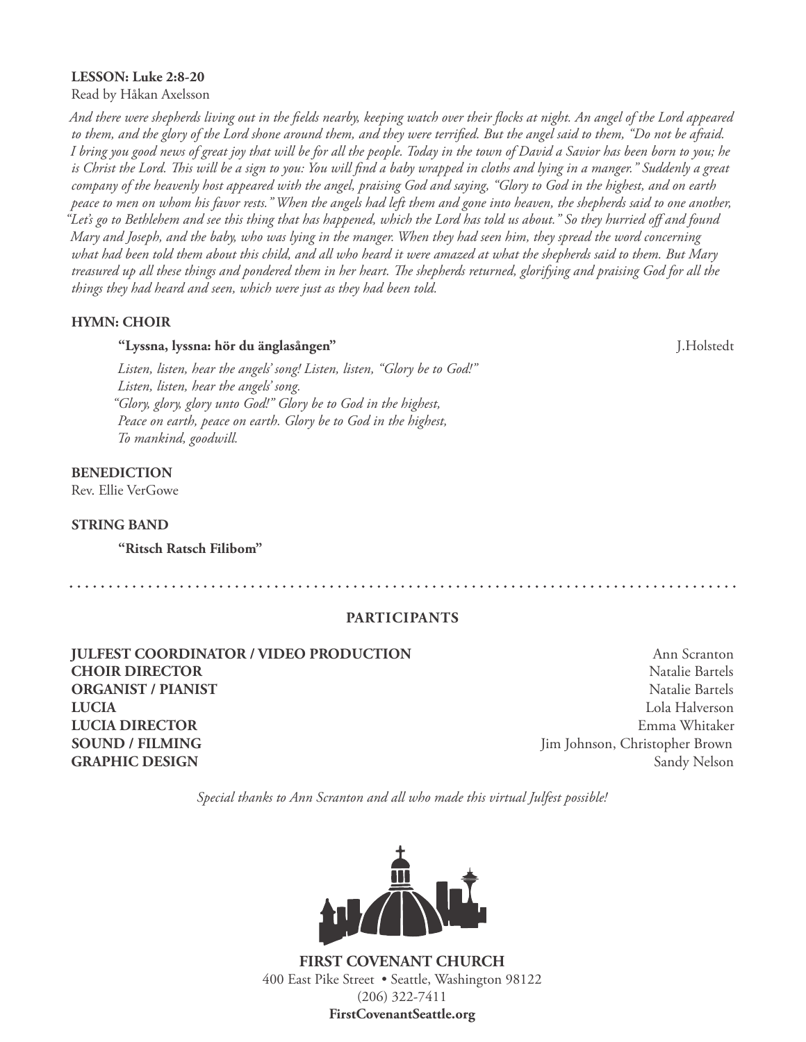**LESSON: Luke 2:8-20**

Read by Håkan Axelsson

*And there were shepherds living out in the fields nearby, keeping watch over their flocks at night. An angel of the Lord appeared to them, and the glory of the Lord shone around them, and they were terrified. But the angel said to them, "Do not be afraid. I bring you good news of great joy that will be for all the people. Today in the town of David a Savior has been born to you; he is Christ the Lord. This will be a sign to you: You will find a baby wrapped in cloths and lying in a manger." Suddenly a great company of the heavenly host appeared with the angel, praising God and saying, "Glory to God in the highest, and on earth peace to men on whom his favor rests." When the angels had left them and gone into heaven, the shepherds said to one another, "Let's go to Bethlehem and see this thing that has happened, which the Lord has told us about." So they hurried off and found Mary and Joseph, and the baby, who was lying in the manger. When they had seen him, they spread the word concerning what had been told them about this child, and all who heard it were amazed at what the shepherds said to them. But Mary treasured up all these things and pondered them in her heart. The shepherds returned, glorifying and praising God for all the things they had heard and seen, which were just as they had been told.*

**HYMN: CHOIR**

**"Lyssna, lyssna: hör du änglasången"** J.Holstedt

*Listen, listen, hear the angels' song! Listen, listen, "Glory be to God!"*
*Listen, listen, hear the angels' song.*
*"Glory, glory, glory unto God!" Glory be to God in the highest,*
*Peace on earth, peace on earth. Glory be to God in the highest,*
*To mankind, goodwill.*

**BENEDICTION**

Rev. Ellie VerGowe

**STRING BAND**

**"Ritsch Ratsch Filibom"**

---

## PARTICIPANTS

**JULFEST COORDINATOR / VIDEO PRODUCTION** Ann Scranton
**CHOIR DIRECTOR** Natalie Bartels
**ORGANIST / PIANIST** Natalie Bartels
**LUCIA** Lola Halverson
**LUCIA DIRECTOR** Emma Whitaker
**SOUND / FILMING** Jim Johnson, Christopher Brown
**GRAPHIC DESIGN** Sandy Nelson

*Special thanks to Ann Scranton and all who made this virtual Julfest possible!*

**FIRST COVENANT CHURCH**
400 East Pike Street • Seattle, Washington 98122
(206) 322-7411
**FirstCovenantSeattle.org**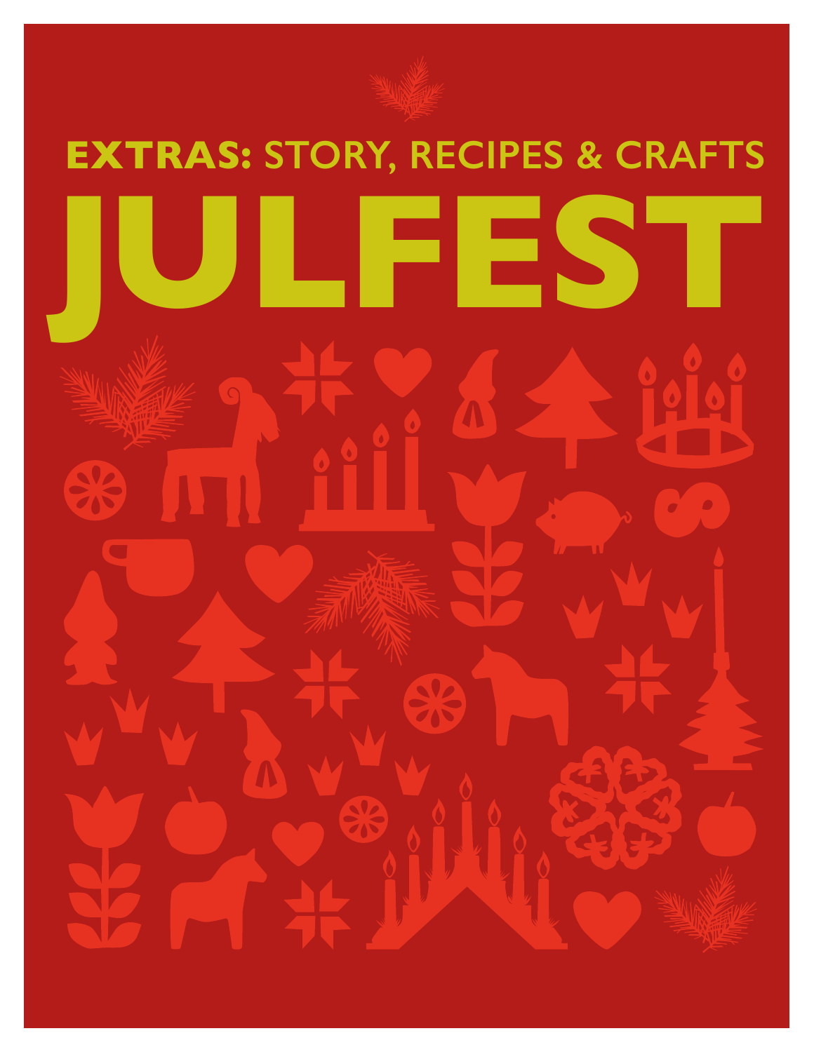**EXTRAS:** STORY, RECIPES & CRAFTS

# JULFEST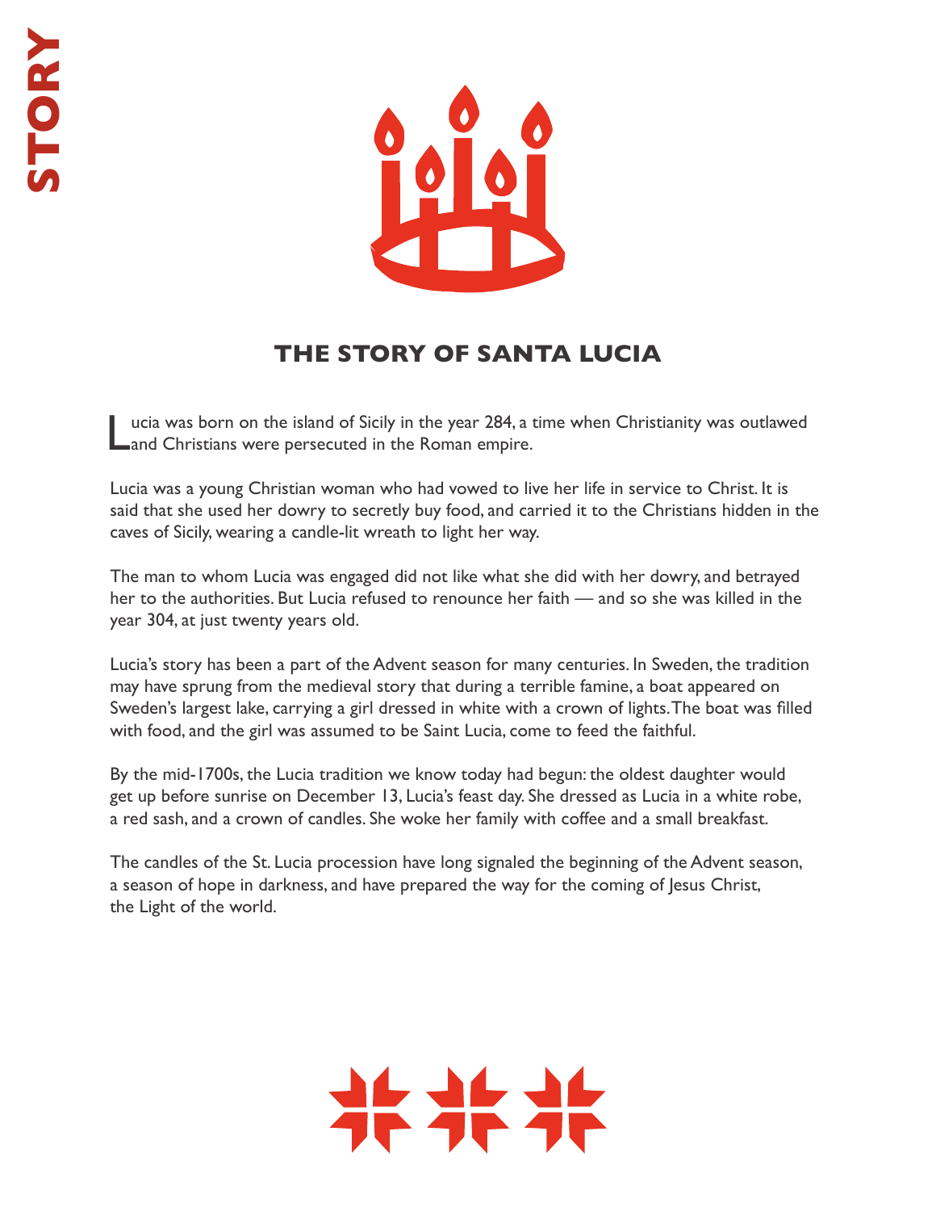# THE STORY OF SANTA LUCIA

Lucia was born on the island of Sicily in the year 284, a time when Christianity was outlawed and Christians were persecuted in the Roman empire.

Lucia was a young Christian woman who had vowed to live her life in service to Christ. It is said that she used her dowry to secretly buy food, and carried it to the Christians hidden in the caves of Sicily, wearing a candle-lit wreath to light her way.

The man to whom Lucia was engaged did not like what she did with her dowry, and betrayed her to the authorities. But Lucia refused to renounce her faith — and so she was killed in the year 304, at just twenty years old.

Lucia's story has been a part of the Advent season for many centuries. In Sweden, the tradition may have sprung from the medieval story that during a terrible famine, a boat appeared on Sweden's largest lake, carrying a girl dressed in white with a crown of lights. The boat was filled with food, and the girl was assumed to be Saint Lucia, come to feed the faithful.

By the mid-1700s, the Lucia tradition we know today had begun: the oldest daughter would get up before sunrise on December 13, Lucia's feast day. She dressed as Lucia in a white robe, a red sash, and a crown of candles. She woke her family with coffee and a small breakfast.

The candles of the St. Lucia procession have long signaled the beginning of the Advent season, a season of hope in darkness, and have prepared the way for the coming of Jesus Christ, the Light of the world.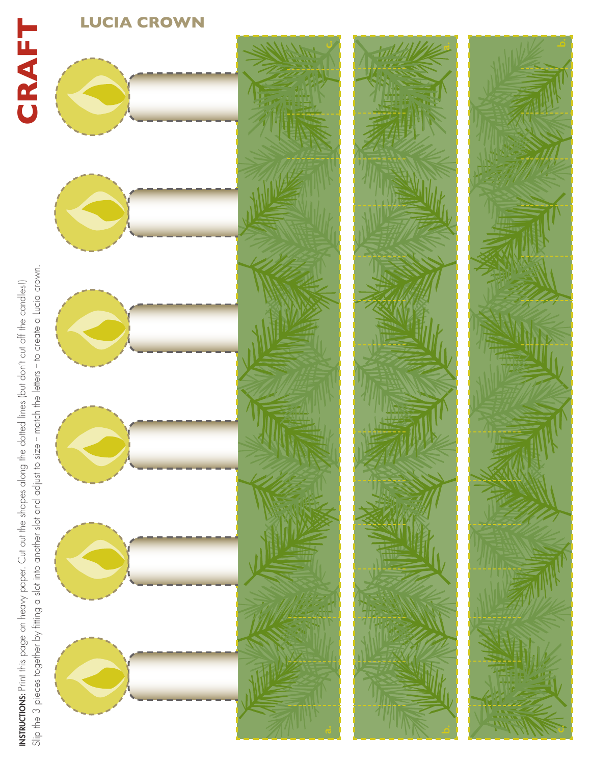# CRAFT

## LUCIA CROWN

**INSTRUCTIONS:** Print this page on heavy paper. Cut out the shapes along the dotted lines (but don't cut off the candles!) Slip the 3 pieces together by fitting a slot into another slot and adjust to size – match the letters – to create a Lucia crown.

a. c.

b. a.

c. b.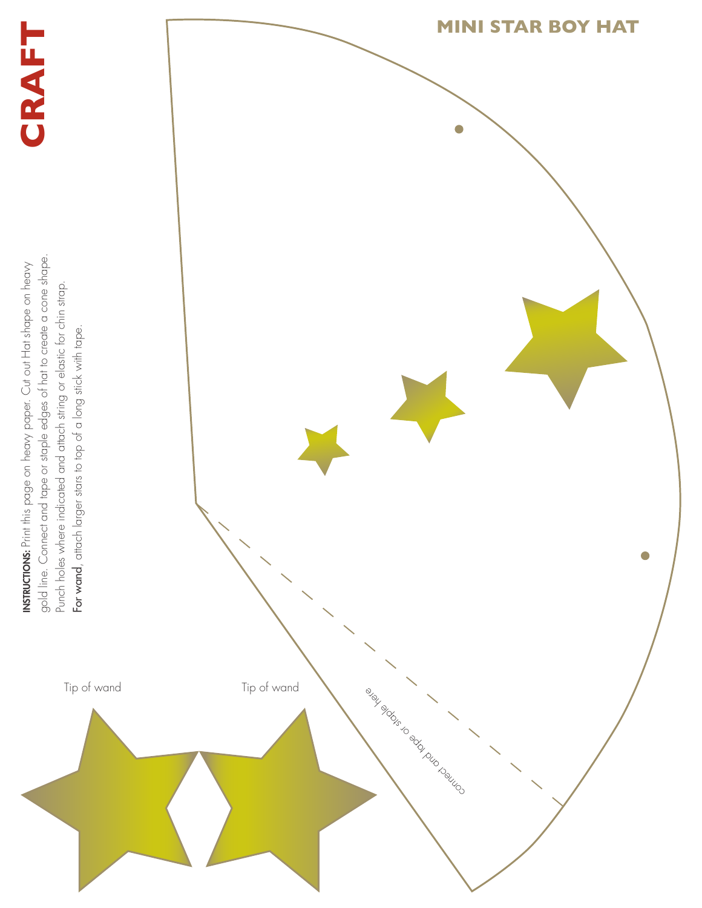# CRAFT

## MINI STAR BOY HAT

**INSTRUCTIONS:** Print this page on heavy paper. Cut out Hat shape on heavy gold line. Connect and tape or staple edges of hat to create a cone shape. Punch holes where indicated and attach string or elastic for chin strap.

**For wand**, attach larger stars to top of a long stick with tape.

connect and tape or staple here

Tip of wand

Tip of wand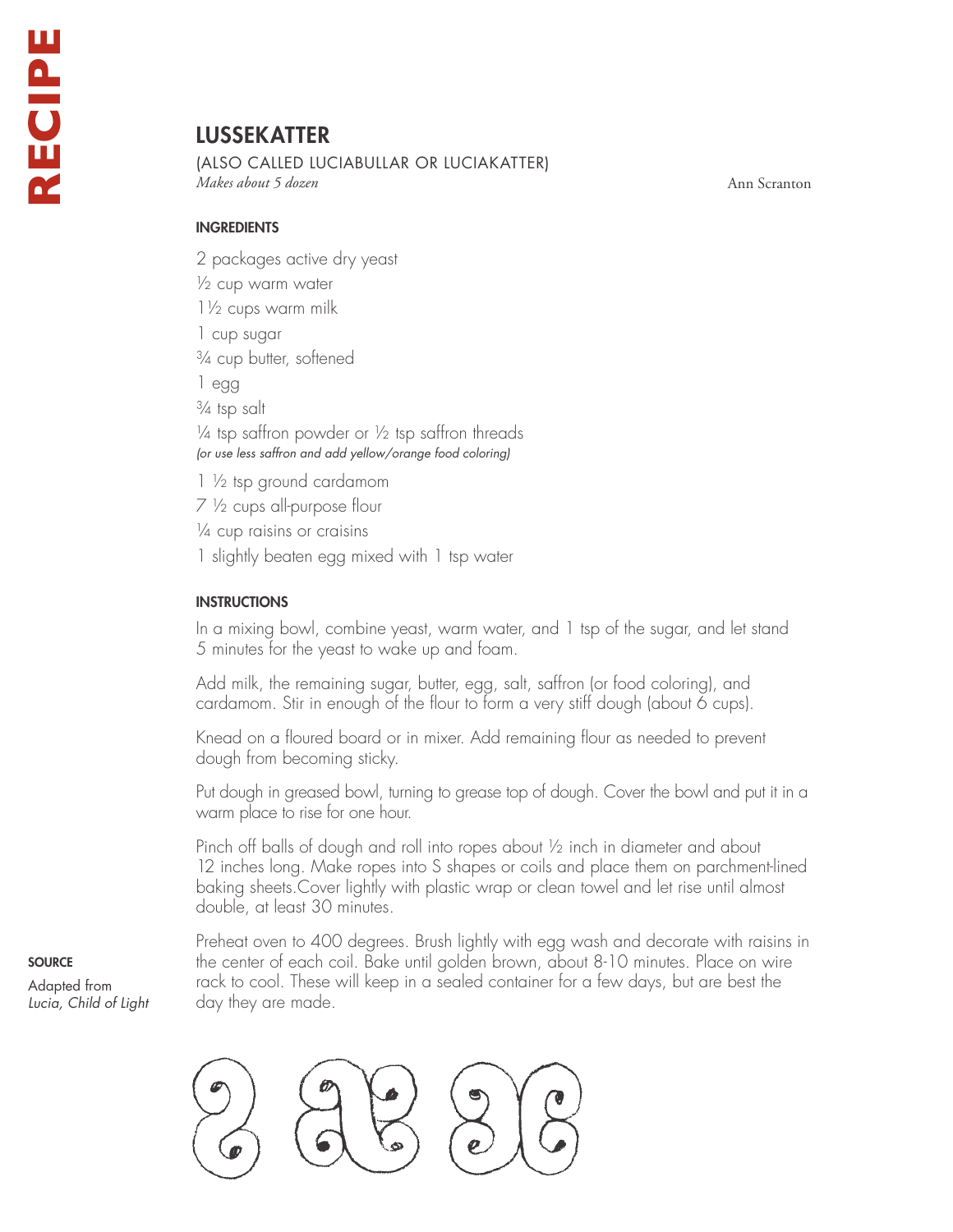RECIPE

# LUSSEKATTER

(ALSO CALLED LUCIABULLAR OR LUCIAKATTER)

*Makes about 5 dozen*

Ann Scranton

## INGREDIENTS

2 packages active dry yeast
½ cup warm water
1½ cups warm milk
1 cup sugar
¾ cup butter, softened
1 egg
¾ tsp salt
¼ tsp saffron powder or ½ tsp saffron threads
*(or use less saffron and add yellow/orange food coloring)*
1 ½ tsp ground cardamom
7 ½ cups all-purpose flour
¼ cup raisins or craisins
1 slightly beaten egg mixed with 1 tsp water

## INSTRUCTIONS

In a mixing bowl, combine yeast, warm water, and 1 tsp of the sugar, and let stand 5 minutes for the yeast to wake up and foam.

Add milk, the remaining sugar, butter, egg, salt, saffron (or food coloring), and cardamom. Stir in enough of the flour to form a very stiff dough (about 6 cups).

Knead on a floured board or in mixer. Add remaining flour as needed to prevent dough from becoming sticky.

Put dough in greased bowl, turning to grease top of dough. Cover the bowl and put it in a warm place to rise for one hour.

Pinch off balls of dough and roll into ropes about ½ inch in diameter and about 12 inches long. Make ropes into S shapes or coils and place them on parchment-lined baking sheets.Cover lightly with plastic wrap or clean towel and let rise until almost double, at least 30 minutes.

Preheat oven to 400 degrees. Brush lightly with egg wash and decorate with raisins in the center of each coil. Bake until golden brown, about 8-10 minutes. Place on wire rack to cool. These will keep in a sealed container for a few days, but are best the day they are made.

**SOURCE**

Adapted from *Lucia, Child of Light*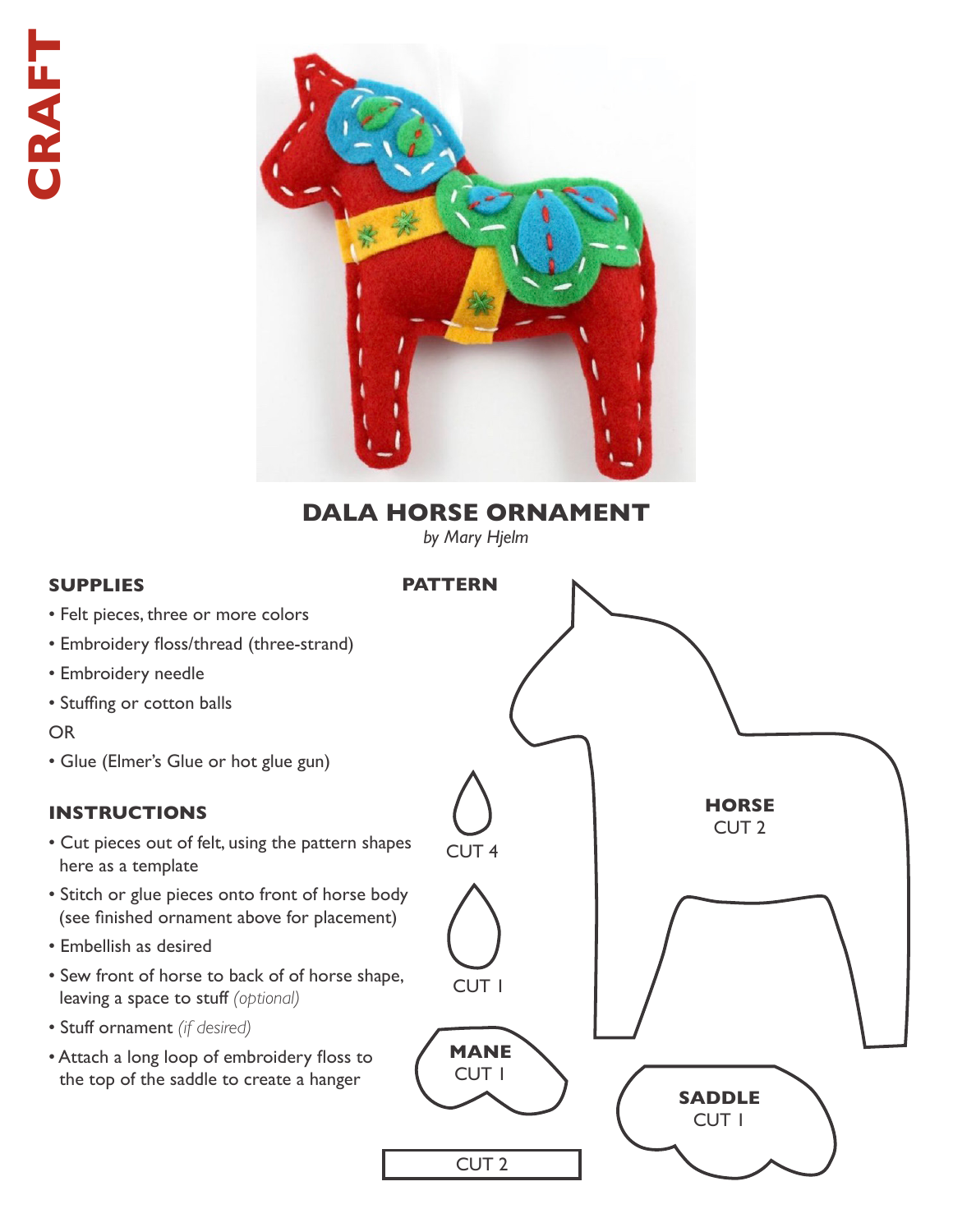CRAFT

# DALA HORSE ORNAMENT

*by Mary Hjelm*

## SUPPLIES

- Felt pieces, three or more colors
- Embroidery floss/thread (three-strand)
- Embroidery needle
- Stuffing or cotton balls

OR

- Glue (Elmer's Glue or hot glue gun)

## INSTRUCTIONS

- Cut pieces out of felt, using the pattern shapes here as a template
- Stitch or glue pieces onto front of horse body (see finished ornament above for placement)
- Embellish as desired
- Sew front of horse to back of of horse shape, leaving a space to stuff *(optional)*
- Stuff ornament *(if desired)*
- Attach a long loop of embroidery floss to the top of the saddle to create a hanger

## PATTERN

CUT 4

CUT 1

**MANE**
CUT 1

**HORSE**
CUT 2

**SADDLE**
CUT 1

CUT 2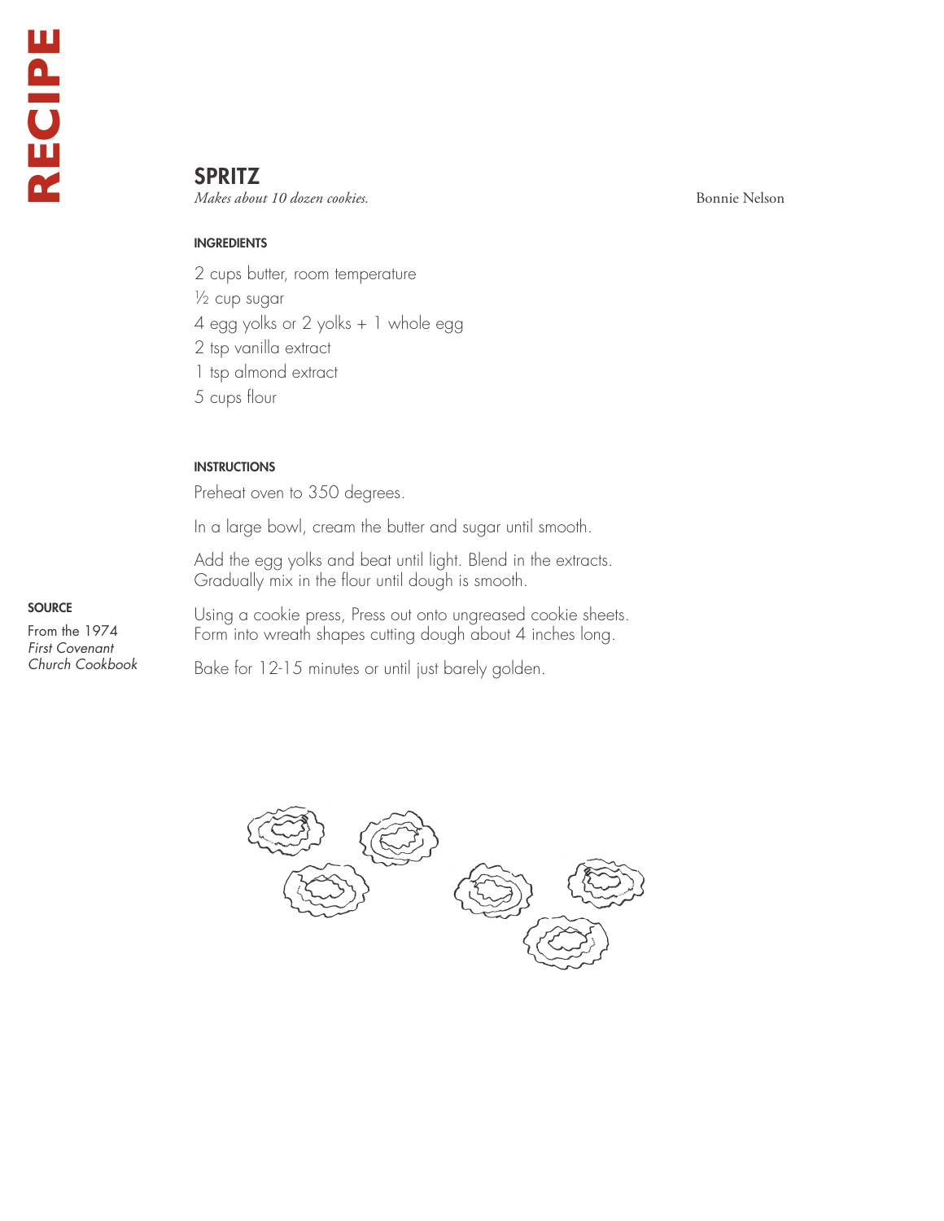# SPRITZ

*Makes about 10 dozen cookies.*

Bonnie Nelson

### INGREDIENTS

2 cups butter, room temperature  
½ cup sugar  
4 egg yolks or 2 yolks + 1 whole egg  
2 tsp vanilla extract  
1 tsp almond extract  
5 cups flour

### INSTRUCTIONS

Preheat oven to 350 degrees.

In a large bowl, cream the butter and sugar until smooth.

Add the egg yolks and beat until light. Blend in the extracts. Gradually mix in the flour until dough is smooth.

Using a cookie press, Press out onto ungreased cookie sheets. Form into wreath shapes cutting dough about 4 inches long.

Bake for 12-15 minutes or until just barely golden.

### SOURCE

From the 1974 *First Covenant Church Cookbook*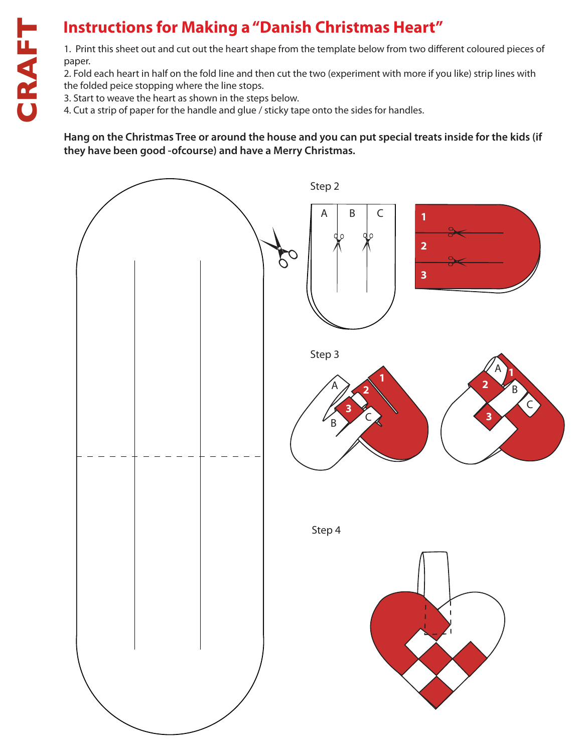CRAFT

# Instructions for Making a "Danish Christmas Heart"

1. Print this sheet out and cut out the heart shape from the template below from two different coloured pieces of paper.
2. Fold each heart in half on the fold line and then cut the two (experiment with more if you like) strip lines with the folded peice stopping where the line stops.
3. Start to weave the heart as shown in the steps below.
4. Cut a strip of paper for the handle and glue / sticky tape onto the sides for handles.

**Hang on the Christmas Tree or around the house and you can put special treats inside for the kids (if they have been good -ofcourse) and have a Merry Christmas.**

Step 2

A B C

1 2 3

Step 3

A B C 1 2 3

Step 4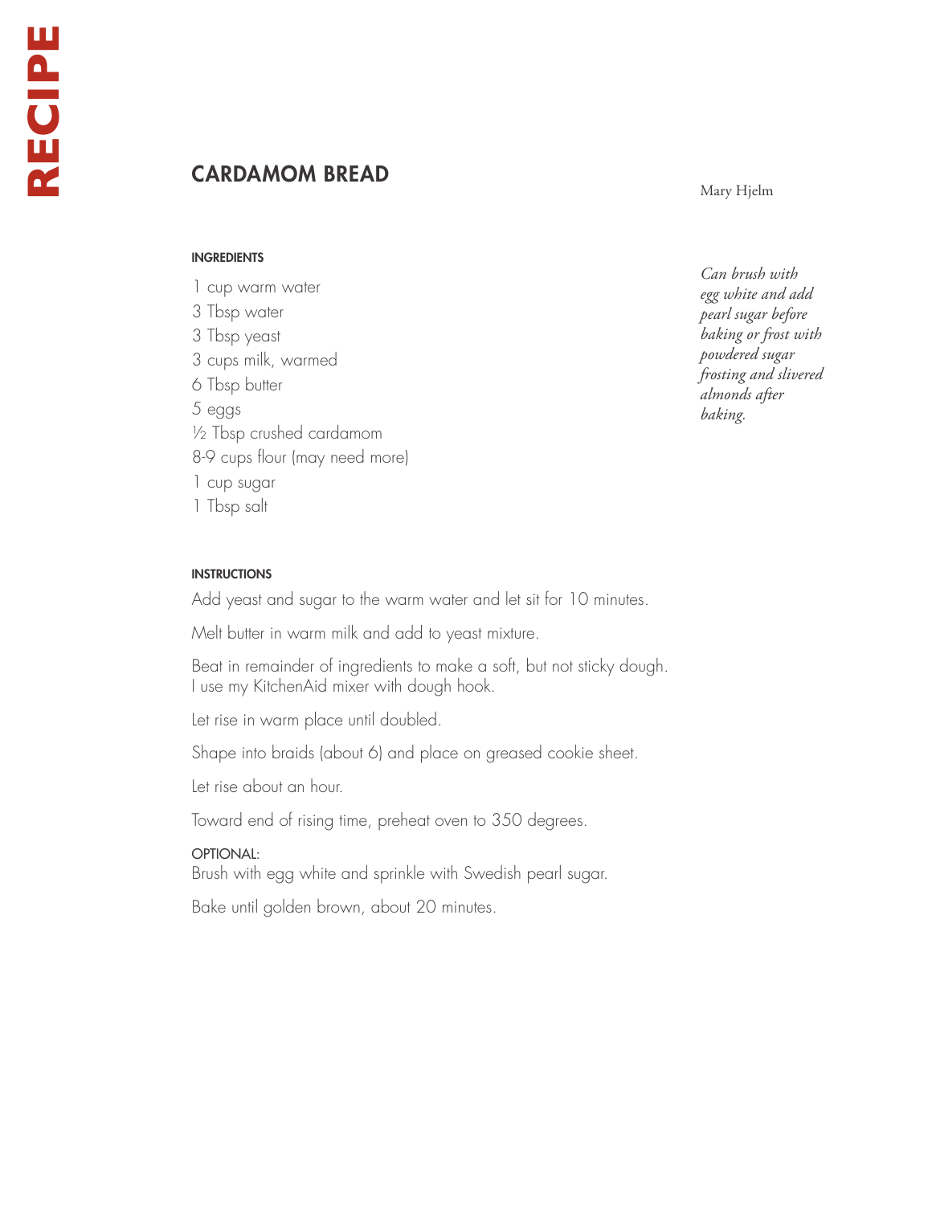# CARDAMOM BREAD

Mary Hjelm

*Can brush with egg white and add pearl sugar before baking or frost with powdered sugar frosting and slivered almonds after baking.*

## INGREDIENTS

1 cup warm water
3 Tbsp water
3 Tbsp yeast
3 cups milk, warmed
6 Tbsp butter
5 eggs
½ Tbsp crushed cardamom
8-9 cups flour (may need more)
1 cup sugar
1 Tbsp salt

## INSTRUCTIONS

Add yeast and sugar to the warm water and let sit for 10 minutes.

Melt butter in warm milk and add to yeast mixture.

Beat in remainder of ingredients to make a soft, but not sticky dough. I use my KitchenAid mixer with dough hook.

Let rise in warm place until doubled.

Shape into braids (about 6) and place on greased cookie sheet.

Let rise about an hour.

Toward end of rising time, preheat oven to 350 degrees.

OPTIONAL:
Brush with egg white and sprinkle with Swedish pearl sugar.

Bake until golden brown, about 20 minutes.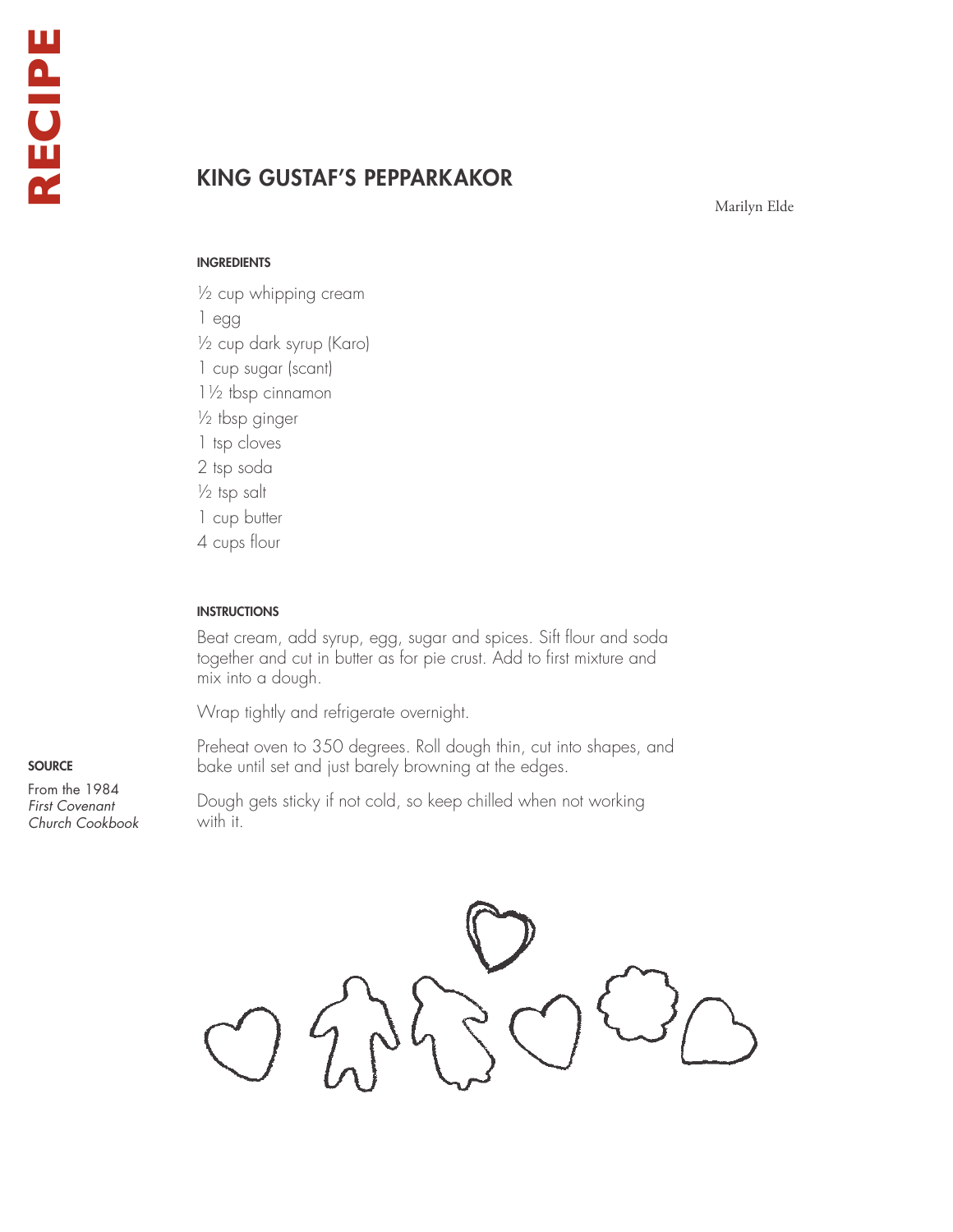RECIPE

# KING GUSTAF'S PEPPARKAKOR

Marilyn Elde

### INGREDIENTS

½ cup whipping cream
1 egg
½ cup dark syrup (Karo)
1 cup sugar (scant)
1½ tbsp cinnamon
½ tbsp ginger
1 tsp cloves
2 tsp soda
½ tsp salt
1 cup butter
4 cups flour

### INSTRUCTIONS

Beat cream, add syrup, egg, sugar and spices. Sift flour and soda together and cut in butter as for pie crust. Add to first mixture and mix into a dough.

Wrap tightly and refrigerate overnight.

Preheat oven to 350 degrees. Roll dough thin, cut into shapes, and bake until set and just barely browning at the edges.

Dough gets sticky if not cold, so keep chilled when not working with it.

### SOURCE

From the 1984 *First Covenant Church Cookbook*